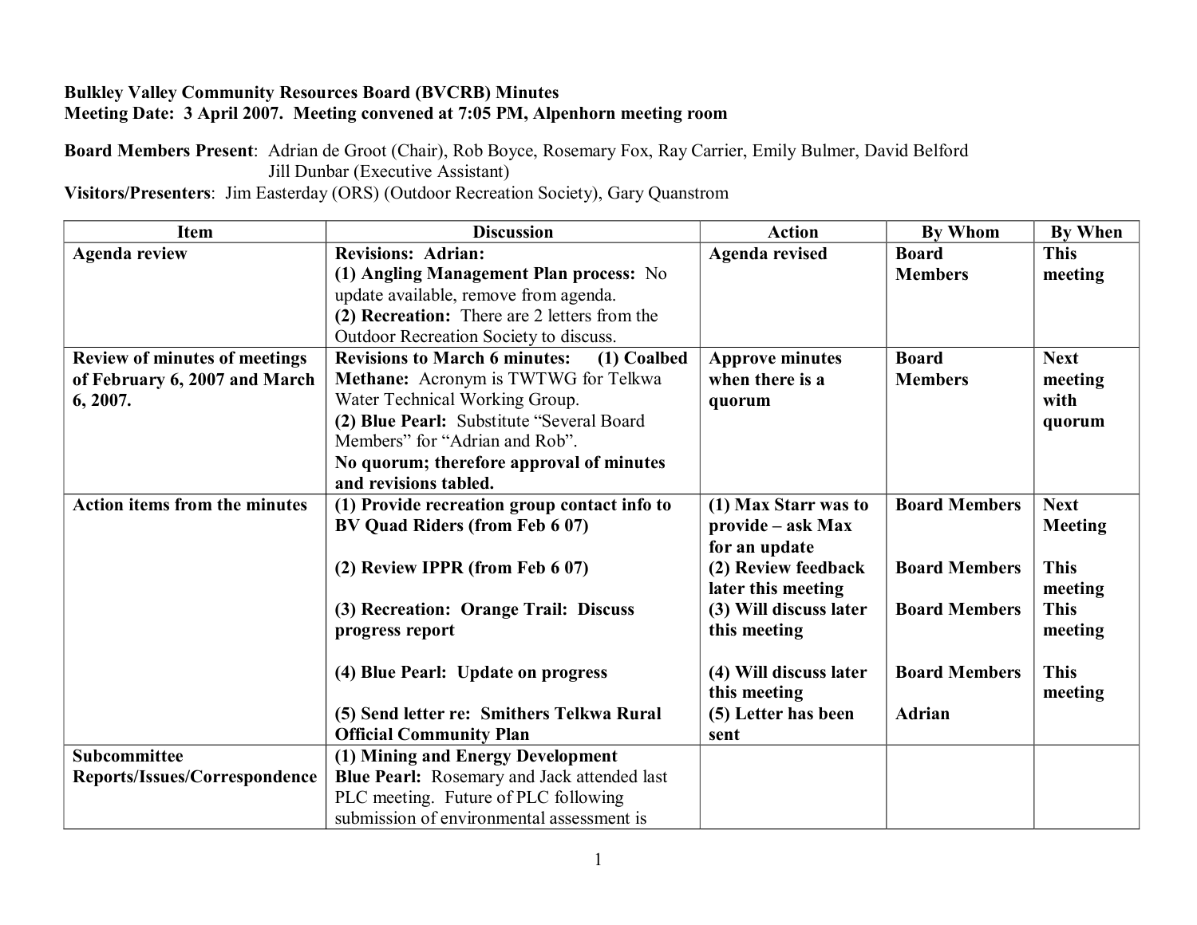**Bulkley Valley Community Resources Board (BVCRB) Minutes**
**Meeting Date: 3 April 2007. Meeting convened at 7:05 PM, Alpenhorn meeting room**

**Board Members Present**: Adrian de Groot (Chair), Rob Boyce, Rosemary Fox, Ray Carrier, Emily Bulmer, David Belford
Jill Dunbar (Executive Assistant)
**Visitors/Presenters**: Jim Easterday (ORS) (Outdoor Recreation Society), Gary Quanstrom

| Item | Discussion | Action | By Whom | By When |
|---|---|---|---|---|
| **Agenda review** | **Revisions: Adrian:** **(1) Angling Management Plan process:** No update available, remove from agenda. **(2) Recreation:** There are 2 letters from the Outdoor Recreation Society to discuss. | **Agenda revised** | **Board Members** | **This meeting** |
| **Review of minutes of meetings of February 6, 2007 and March 6, 2007.** | **Revisions to March 6 minutes: (1) Coalbed Methane:** Acronym is TWTWG for Telkwa Water Technical Working Group. **(2) Blue Pearl:** Substitute "Several Board Members" for "Adrian and Rob". **No quorum; therefore approval of minutes and revisions tabled.** | **Approve minutes when there is a quorum** | **Board Members** | **Next meeting with quorum** |
| **Action items from the minutes** | **(1) Provide recreation group contact info to BV Quad Riders (from Feb 6 07)** | **(1) Max Starr was to provide – ask Max for an update** | **Board Members** | **Next Meeting** |
| | **(2) Review IPPR (from Feb 6 07)** | **(2) Review feedback later this meeting** | **Board Members** | **This meeting** |
| | **(3) Recreation: Orange Trail: Discuss progress report** | **(3) Will discuss later this meeting** | **Board Members** | **This meeting** |
| | **(4) Blue Pearl: Update on progress** | **(4) Will discuss later this meeting** | **Board Members** | **This meeting** |
| | **(5) Send letter re: Smithers Telkwa Rural Official Community Plan** | **(5) Letter has been sent** | **Adrian** | |
| **Subcommittee Reports/Issues/Correspondence** | **(1) Mining and Energy Development** **Blue Pearl:** Rosemary and Jack attended last PLC meeting. Future of PLC following submission of environmental assessment is | | | |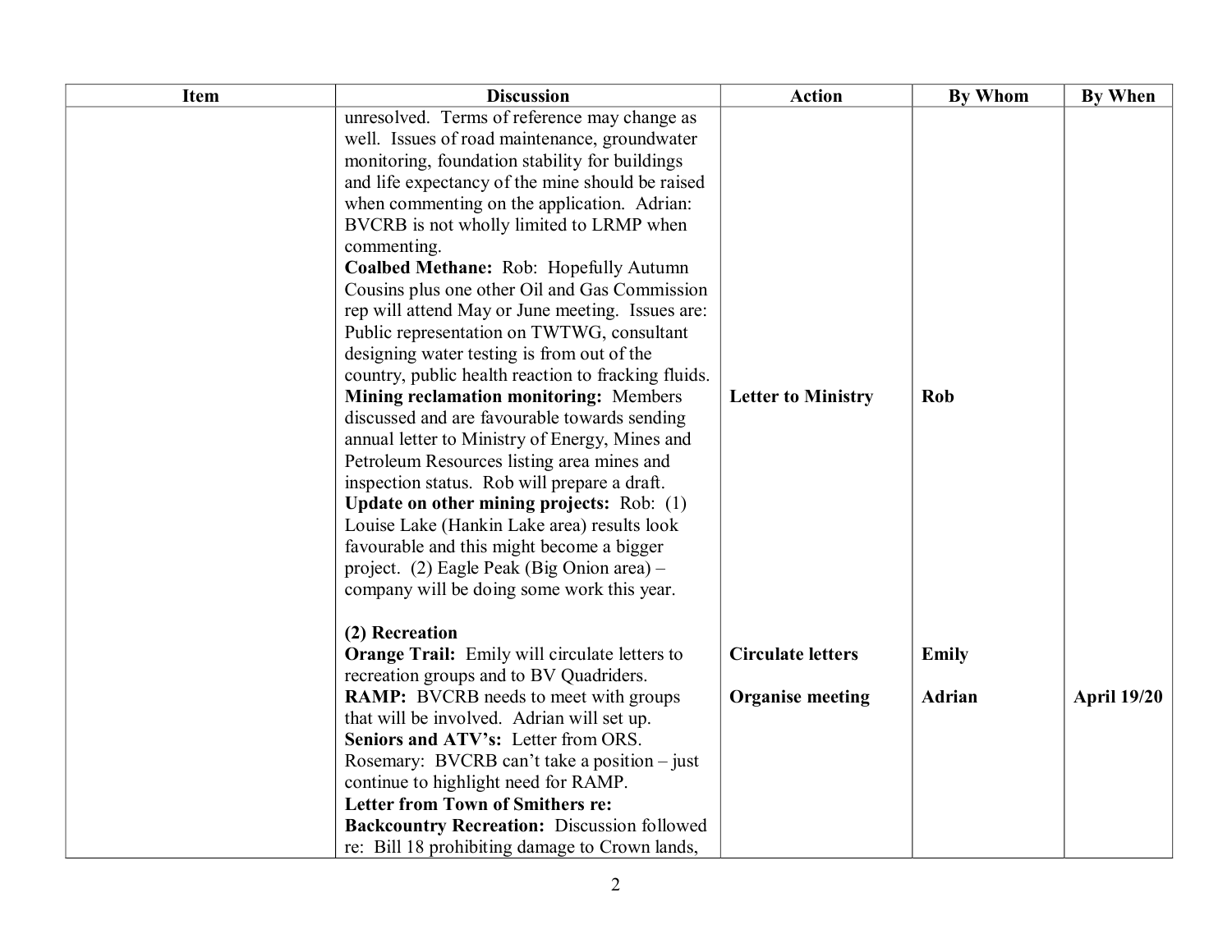| Item | Discussion | Action | By Whom | By When |
|---|---|---|---|---|
| | unresolved. Terms of reference may change as well. Issues of road maintenance, groundwater monitoring, foundation stability for buildings and life expectancy of the mine should be raised when commenting on the application. Adrian: BVCRB is not wholly limited to LRMP when commenting.<br>**Coalbed Methane:** Rob: Hopefully Autumn Cousins plus one other Oil and Gas Commission rep will attend May or June meeting. Issues are: Public representation on TWTWG, consultant designing water testing is from out of the country, public health reaction to fracking fluids. | | | |
| | **Mining reclamation monitoring:** Members discussed and are favourable towards sending annual letter to Ministry of Energy, Mines and Petroleum Resources listing area mines and inspection status. Rob will prepare a draft.<br>**Update on other mining projects:** Rob: (1) Louise Lake (Hankin Lake area) results look favourable and this might become a bigger project. (2) Eagle Peak (Big Onion area) – company will be doing some work this year. | **Letter to Ministry** | **Rob** | |
| | **(2) Recreation** | | | |
| | **Orange Trail:** Emily will circulate letters to recreation groups and to BV Quadriders. | **Circulate letters** | **Emily** | |
| | **RAMP:** BVCRB needs to meet with groups that will be involved. Adrian will set up.<br>**Seniors and ATV's:** Letter from ORS. Rosemary: BVCRB can't take a position – just continue to highlight need for RAMP.<br>**Letter from Town of Smithers re: Backcountry Recreation:** Discussion followed re: Bill 18 prohibiting damage to Crown lands, | **Organise meeting** | **Adrian** | **April 19/20** |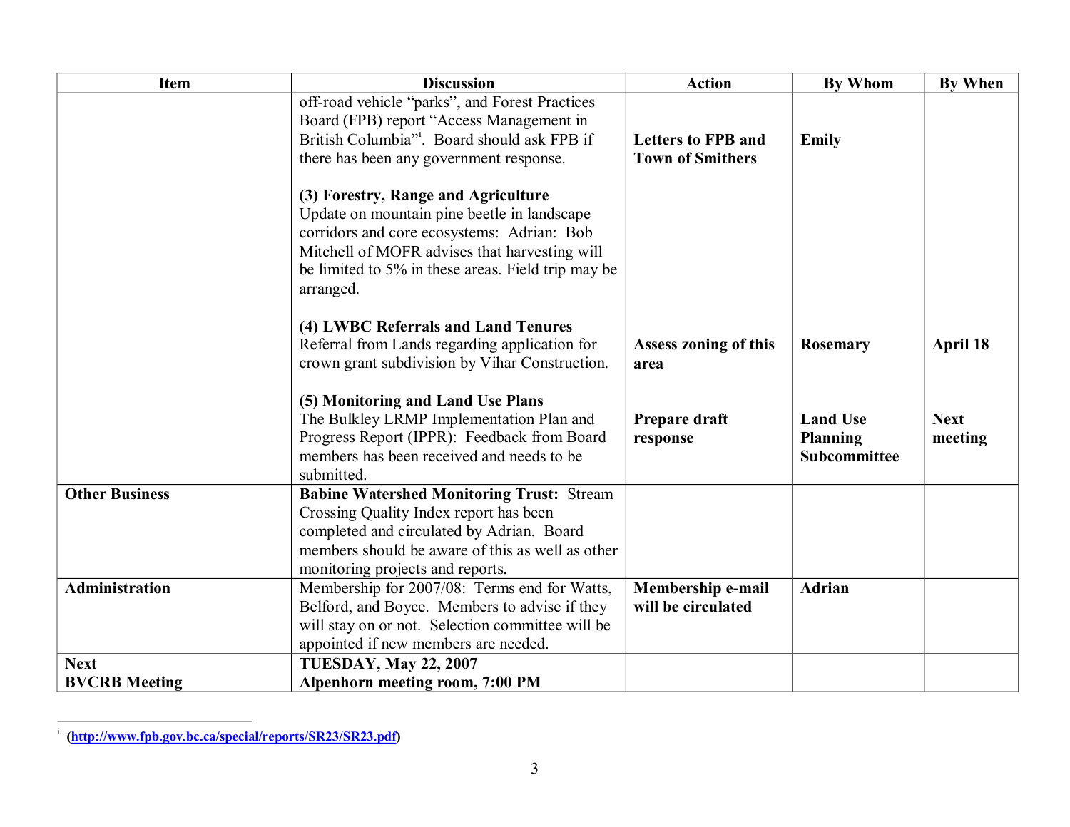| Item | Discussion | Action | By Whom | By When |
| --- | --- | --- | --- | --- |
| | off-road vehicle "parks", and Forest Practices Board (FPB) report "Access Management in British Columbia"[i]. Board should ask FPB if there has been any government response.<br><br>**(3) Forestry, Range and Agriculture**<br>Update on mountain pine beetle in landscape corridors and core ecosystems: Adrian: Bob Mitchell of MOFR advises that harvesting will be limited to 5% in these areas. Field trip may be arranged.<br><br>**(4) LWBC Referrals and Land Tenures**<br>Referral from Lands regarding application for crown grant subdivision by Vihar Construction.<br><br>**(5) Monitoring and Land Use Plans**<br>The Bulkley LRMP Implementation Plan and Progress Report (IPPR): Feedback from Board members has been received and needs to be submitted. | **Letters to FPB and Town of Smithers**<br><br><br><br><br><br><br>**Assess zoning of this area**<br><br><br>**Prepare draft response** | **Emily**<br><br><br><br><br><br><br>**Rosemary**<br><br><br>**Land Use Planning Subcommittee** | <br><br><br><br><br><br><br>**April 18**<br><br><br>**Next meeting** |
| **Other Business** | **Babine Watershed Monitoring Trust:** Stream Crossing Quality Index report has been completed and circulated by Adrian. Board members should be aware of this as well as other monitoring projects and reports. | | | |
| **Administration** | Membership for 2007/08: Terms end for Watts, Belford, and Boyce. Members to advise if they will stay on or not. Selection committee will be appointed if new members are needed. | **Membership e-mail will be circulated** | **Adrian** | |
| **Next BVCRB Meeting** | **TUESDAY, May 22, 2007**<br>**Alpenhorn meeting room, 7:00 PM** | | | |

[i] (http://www.fpb.gov.bc.ca/special/reports/SR23/SR23.pdf)